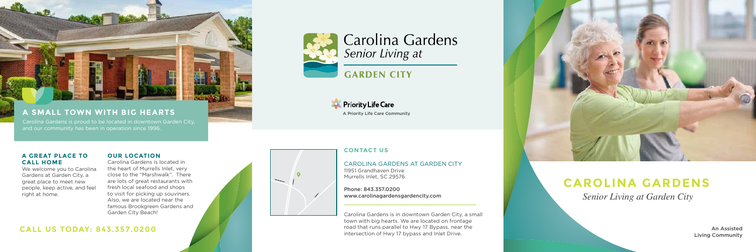## A SMALL TOWN WITH BIG HEARTS

Carolina Gardens is proud to be located in downtown Garden City, and our community has been in operation since 1996.

### A GREAT PLACE TO CALL HOME

We welcome you to Carolina Gardens at Garden City, a great place to meet new people, keep active, and feel right at home.

### OUR LOCATION

Carolina Gardens is located in the heart of Murrells Inlet, very close to the "Marshwalk". There are lots of great restaurants with fresh local seafood and shops to visit for picking up souviners. Also, we are located near the famous Brookgreen Gardens and Garden City Beach!

**CALL US TODAY: 843.357.0200**

Carolina Gardens *Senior Living at*

**GARDEN CITY**

Priority Life Care

A Priority Life Care Community

### CONTACT US

CAROLINA GARDENS AT GARDEN CITY
11951 Grandhaven Drive
Murrells Inlet, SC 29576

Phone: 843.357.0200
www.carolinagardensgardencity.com

Carolina Gardens is in downtown Garden City, a small town with big hearts. We are located on frontage road that runs parallel to Hwy 17 Bypass, near the intersection of Hwy 17 bypass and Inlet Drive.

# CAROLINA GARDENS

*Senior Living at Garden City*

An Assisted Living Community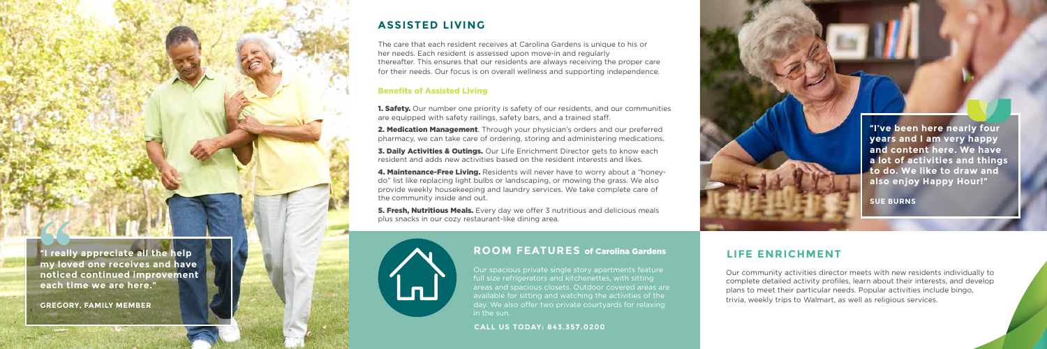## ASSISTED LIVING

The care that each resident receives at Carolina Gardens is unique to his or her needs. Each resident is assessed upon move-in and regularly thereafter. This ensures that our residents are always receiving the proper care for their needs. Our focus is on overall wellness and supporting independence.

### Benefits of Assisted Living

**1. Safety.** Our number one priority is safety of our residents, and our communities are equipped with safety railings, safety bars, and a trained staff.

**2. Medication Management**. Through your physician's orders and our preferred pharmacy, we can take care of ordering, storing and administering medications.

**3. Daily Activities & Outings.** Our Life Enrichment Director gets to know each resident and adds new activities based on the resident interests and likes.

**4. Maintenance-Free Living.** Residents will never have to worry about a "honey-do" list like replacing light bulbs or landscaping, or mowing the grass. We also provide weekly housekeeping and laundry services. We take complete care of the community inside and out.

**5. Fresh, Nutritious Meals.** Every day we offer 3 nutritious and delicious meals plus snacks in our cozy restaurant-like dining area.

**"I really appreciate all the help my loved one receives and have noticed continued improvement each time we are here."**

**GREGORY, FAMILY MEMBER**

## ROOM FEATURES of Carolina Gardens

Our spacious private single story apartments feature full size refrigerators and kitchenettes, with sitting areas and spacious closets. Outdoor covered areas are available for sitting and watching the activities of the day. We also offer two private courtyards for relaxing in the sun.

**CALL US TODAY: 843.357.0200**

**"I've been here nearly four years and I am very happy and content here. We have a lot of activities and things to do. We like to draw and also enjoy Happy Hour!"**

**SUE BURNS**

## LIFE ENRICHMENT

Our community activities director meets with new residents individually to complete detailed activity profiles, learn about their interests, and develop plans to meet their particular needs. Popular activities include bingo, trivia, weekly trips to Walmart, as well as religious services.